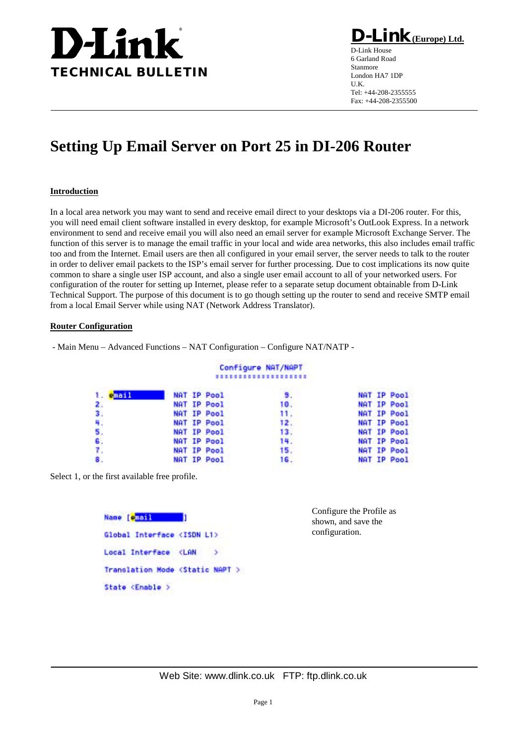# D-Link TECHNICAL BULLETIN

**D-Link (Europe) Ltd.**
D-Link House
6 Garland Road
Stanmore
London HA7 1DP
U.K.
Tel: +44-208-2355555
Fax: +44-208-2355500

# Setting Up Email Server on Port 25 in DI-206 Router

## Introduction

In a local area network you may want to send and receive email direct to your desktops via a DI-206 router. For this, you will need email client software installed in every desktop, for example Microsoft's OutLook Express. In a network environment to send and receive email you will also need an email server for example Microsoft Exchange Server. The function of this server is to manage the email traffic in your local and wide area networks, this also includes email traffic too and from the Internet. Email users are then all configured in your email server, the server needs to talk to the router in order to deliver email packets to the ISP's email server for further processing. Due to cost implications its now quite common to share a single user ISP account, and also a single user email account to all of your networked users. For configuration of the router for setting up Internet, please refer to a separate setup document obtainable from D-Link Technical Support. The purpose of this document is to go though setting up the router to send and receive SMTP email from a local Email Server while using NAT (Network Address Translator).

## Router Configuration

- Main Menu – Advanced Functions – NAT Configuration – Configure NAT/NATP -

```
                    Configure NAT/NAPT
                    ==================

1. email      NAT IP Pool        9.        NAT IP Pool
2.            NAT IP Pool        10.       NAT IP Pool
3.            NAT IP Pool        11.       NAT IP Pool
4.            NAT IP Pool        12.       NAT IP Pool
5.            NAT IP Pool        13.       NAT IP Pool
6.            NAT IP Pool        14.       NAT IP Pool
7.            NAT IP Pool        15.       NAT IP Pool
8.            NAT IP Pool        16.       NAT IP Pool
```

Select 1, or the first available free profile.

```
Name [email          ]

Global Interface <ISDN L1>

Local Interface  <LAN    >

Translation Mode <Static NAPT >

State <Enable >
```

Configure the Profile as shown, and save the configuration.

Web Site: www.dlink.co.uk   FTP: ftp.dlink.co.uk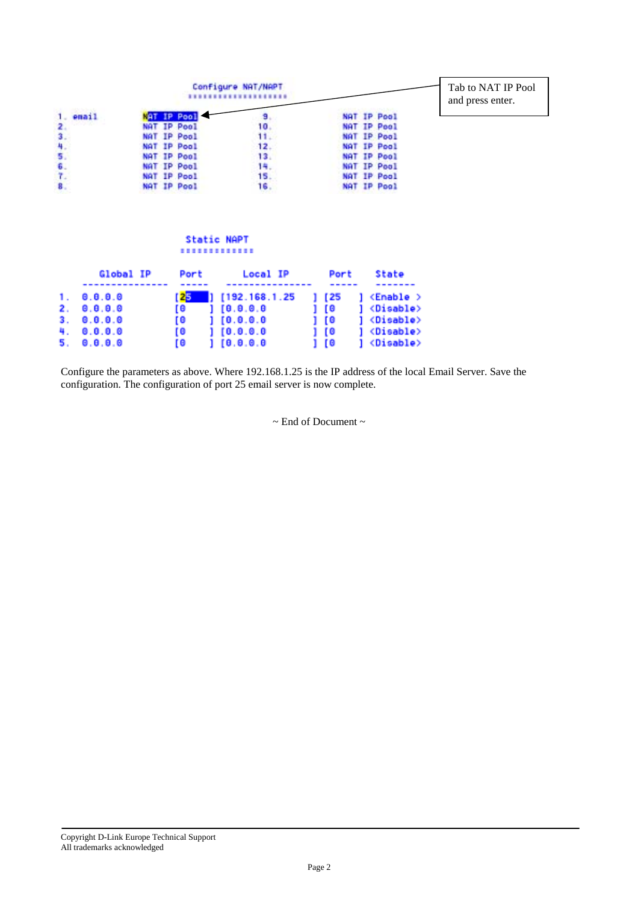Configure NAT/NAPT

| | | | |
|---|---|---|---|
| 1. email | NAT IP Pool | 9. | NAT IP Pool |
| 2. | NAT IP Pool | 10. | NAT IP Pool |
| 3. | NAT IP Pool | 11. | NAT IP Pool |
| 4. | NAT IP Pool | 12. | NAT IP Pool |
| 5. | NAT IP Pool | 13. | NAT IP Pool |
| 6. | NAT IP Pool | 14. | NAT IP Pool |
| 7. | NAT IP Pool | 15. | NAT IP Pool |
| 8. | NAT IP Pool | 16. | NAT IP Pool |

Tab to NAT IP Pool and press enter.

Static NAPT

| | Global IP | Port | Local IP | Port | State |
|---|---|---|---|---|---|
| 1. | 0.0.0.0 | [25 ] | [192.168.1.25 ] | [25 ] | <Enable > |
| 2. | 0.0.0.0 | [0 ] | [0.0.0.0 ] | [0 ] | <Disable> |
| 3. | 0.0.0.0 | [0 ] | [0.0.0.0 ] | [0 ] | <Disable> |
| 4. | 0.0.0.0 | [0 ] | [0.0.0.0 ] | [0 ] | <Disable> |
| 5. | 0.0.0.0 | [0 ] | [0.0.0.0 ] | [0 ] | <Disable> |

Configure the parameters as above. Where 192.168.1.25 is the IP address of the local Email Server. Save the configuration. The configuration of port 25 email server is now complete.

~ End of Document ~

Copyright D-Link Europe Technical Support
All trademarks acknowledged